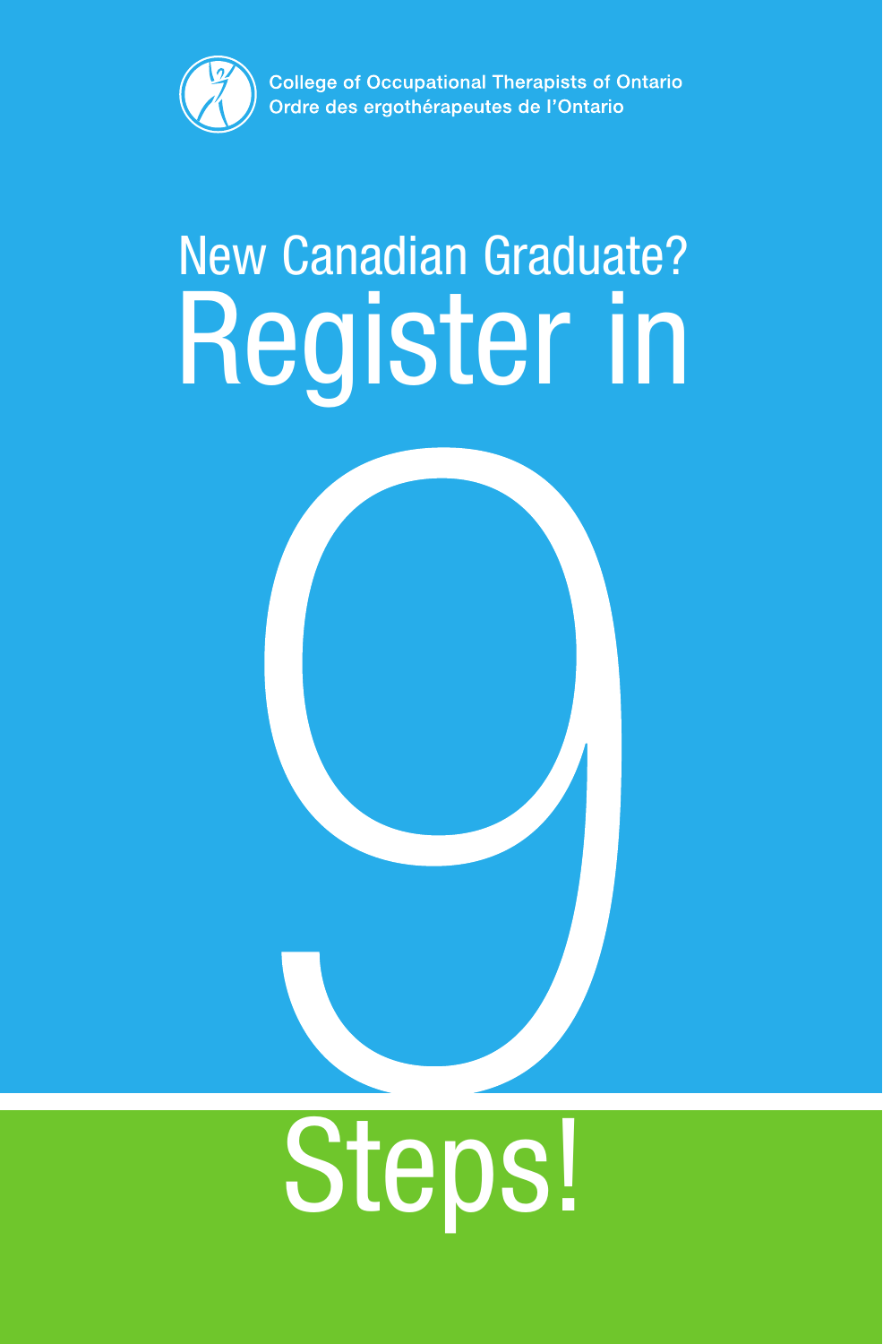College of Occupational Therapists of Ontario
Ordre des ergothérapeutes de l'Ontario

# New Canadian Graduate? Register in 9 Steps!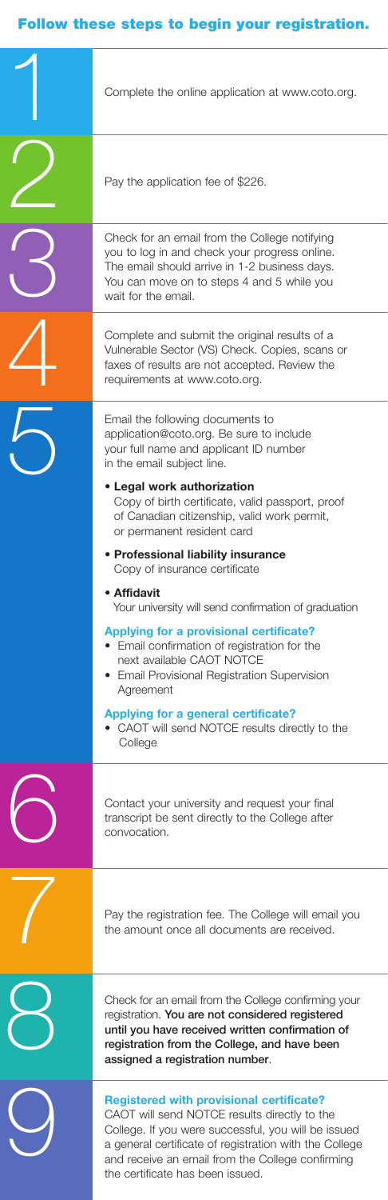## Follow these steps to begin your registration.

**1**

Complete the online application at www.coto.org.

**2**

Pay the application fee of $226.

**3**

Check for an email from the College notifying you to log in and check your progress online. The email should arrive in 1-2 business days. You can move on to steps 4 and 5 while you wait for the email.

**4**

Complete and submit the original results of a Vulnerable Sector (VS) Check. Copies, scans or faxes of results are not accepted. Review the requirements at www.coto.org.

**5**

Email the following documents to application@coto.org. Be sure to include your full name and applicant ID number in the email subject line.

- **Legal work authorization**
  Copy of birth certificate, valid passport, proof of Canadian citizenship, valid work permit, or permanent resident card
- **Professional liability insurance**
  Copy of insurance certificate
- **Affidavit**
  Your university will send confirmation of graduation

**Applying for a provisional certificate?**

- Email confirmation of registration for the next available CAOT NOTCE
- Email Provisional Registration Supervision Agreement

**Applying for a general certificate?**

- CAOT will send NOTCE results directly to the College

**6**

Contact your university and request your final transcript be sent directly to the College after convocation.

**7**

Pay the registration fee. The College will email you the amount once all documents are received.

**8**

Check for an email from the College confirming your registration. **You are not considered registered until you have received written confirmation of registration from the College, and have been assigned a registration number**.

**9**

**Registered with provisional certificate?**

CAOT will send NOTCE results directly to the College. If you were successful, you will be issued a general certificate of registration with the College and receive an email from the College confirming the certificate has been issued.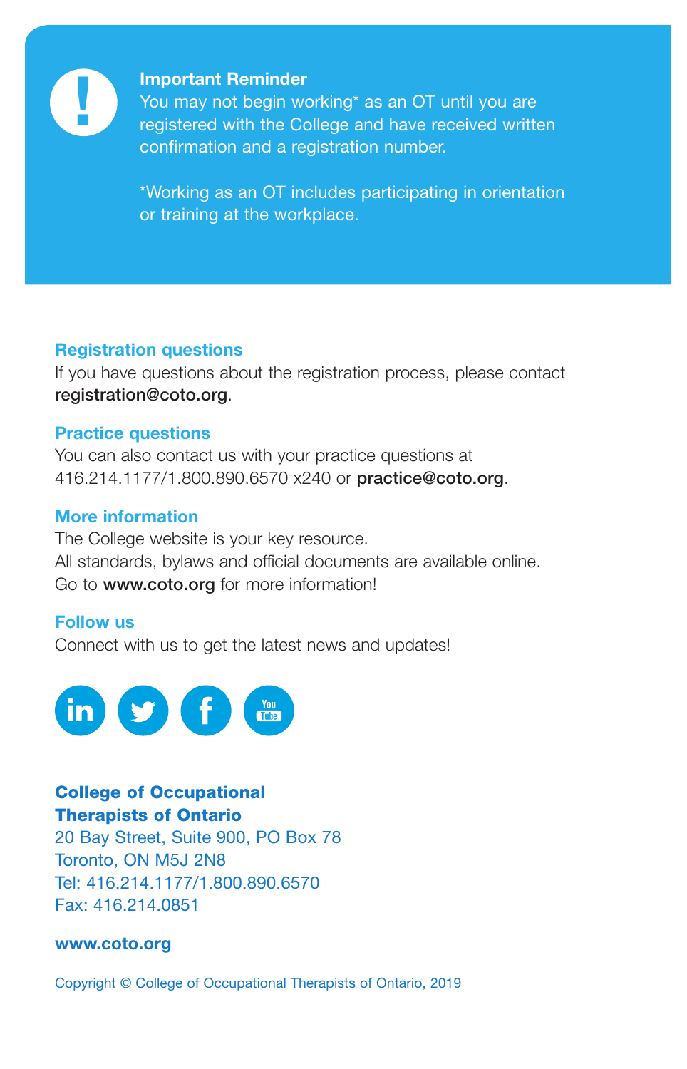**Important Reminder**

You may not begin working* as an OT until you are registered with the College and have received written confirmation and a registration number.

*Working as an OT includes participating in orientation or training at the workplace.

## Registration questions

If you have questions about the registration process, please contact **registration@coto.org**.

## Practice questions

You can also contact us with your practice questions at 416.214.1177/1.800.890.6570 x240 or **practice@coto.org**.

## More information

The College website is your key resource.
All standards, bylaws and official documents are available online.
Go to **www.coto.org** for more information!

## Follow us

Connect with us to get the latest news and updates!

**College of Occupational Therapists of Ontario**
20 Bay Street, Suite 900, PO Box 78
Toronto, ON M5J 2N8
Tel: 416.214.1177/1.800.890.6570
Fax: 416.214.0851

**www.coto.org**

Copyright © College of Occupational Therapists of Ontario, 2019